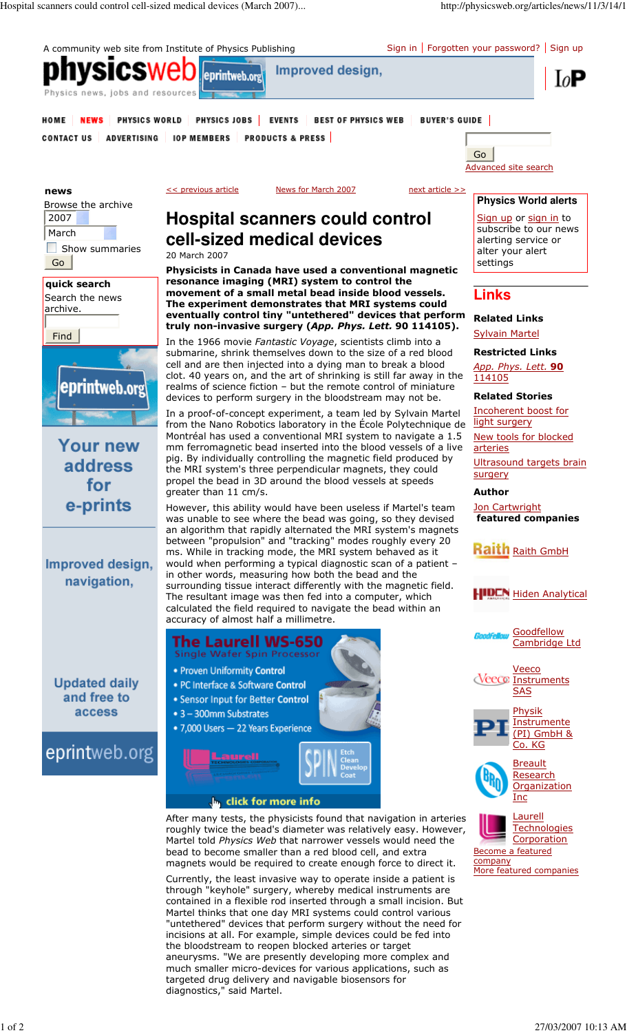# Hospital scanners could control cell-sized medical devices

20 March 2007

**Physicists in Canada have used a conventional magnetic resonance imaging (MRI) system to control the movement of a small metal bead inside blood vessels. The experiment demonstrates that MRI systems could eventually control tiny "untethered" devices that perform truly non-invasive surgery (*App. Phys. Lett.* 90 114105).**

In the 1966 movie *Fantastic Voyage*, scientists climb into a submarine, shrink themselves down to the size of a red blood cell and are then injected into a dying man to break a blood clot. 40 years on, and the art of shrinking is still far away in the realms of science fiction – but the remote control of miniature devices to perform surgery in the bloodstream may not be.

In a proof-of-concept experiment, a team led by Sylvain Martel from the Nano Robotics laboratory in the École Polytechnique de Montréal has used a conventional MRI system to navigate a 1.5 mm ferromagnetic bead inserted into the blood vessels of a live pig. By individually controlling the magnetic field produced by the MRI system's three perpendicular magnets, they could propel the bead in 3D around the blood vessels at speeds greater than 11 cm/s.

However, this ability would have been useless if Martel's team was unable to see where the bead was going, so they devised an algorithm that rapidly alternated the MRI system's magnets between "propulsion" and "tracking" modes roughly every 20 ms. While in tracking mode, the MRI system behaved as it would when performing a typical diagnostic scan of a patient – in other words, measuring how both the bead and the surrounding tissue interact differently with the magnetic field. The resultant image was then fed into a computer, which calculated the field required to navigate the bead within an accuracy of almost half a millimetre.

After many tests, the physicists found that navigation in arteries roughly twice the bead's diameter was relatively easy. However, Martel told *Physics Web* that narrower vessels would need the bead to become smaller than a red blood cell, and extra magnets would be required to create enough force to direct it.

Currently, the least invasive way to operate inside a patient is through "keyhole" surgery, whereby medical instruments are contained in a flexible rod inserted through a small incision. But Martel thinks that one day MRI systems could control various "untethered" devices that perform surgery without the need for incisions at all. For example, simple devices could be fed into the bloodstream to reopen blocked arteries or target aneurysms. "We are presently developing more complex and much smaller micro-devices for various applications, such as targeted drug delivery and navigable biosensors for diagnostics," said Martel.

## Links

**Related Links**

Sylvain Martel

**Restricted Links**

*App. Phys. Lett.* **90** 114105

**Related Stories**

Incoherent boost for light surgery

New tools for blocked arteries

Ultrasound targets brain surgery

**Author**

Jon Cartwright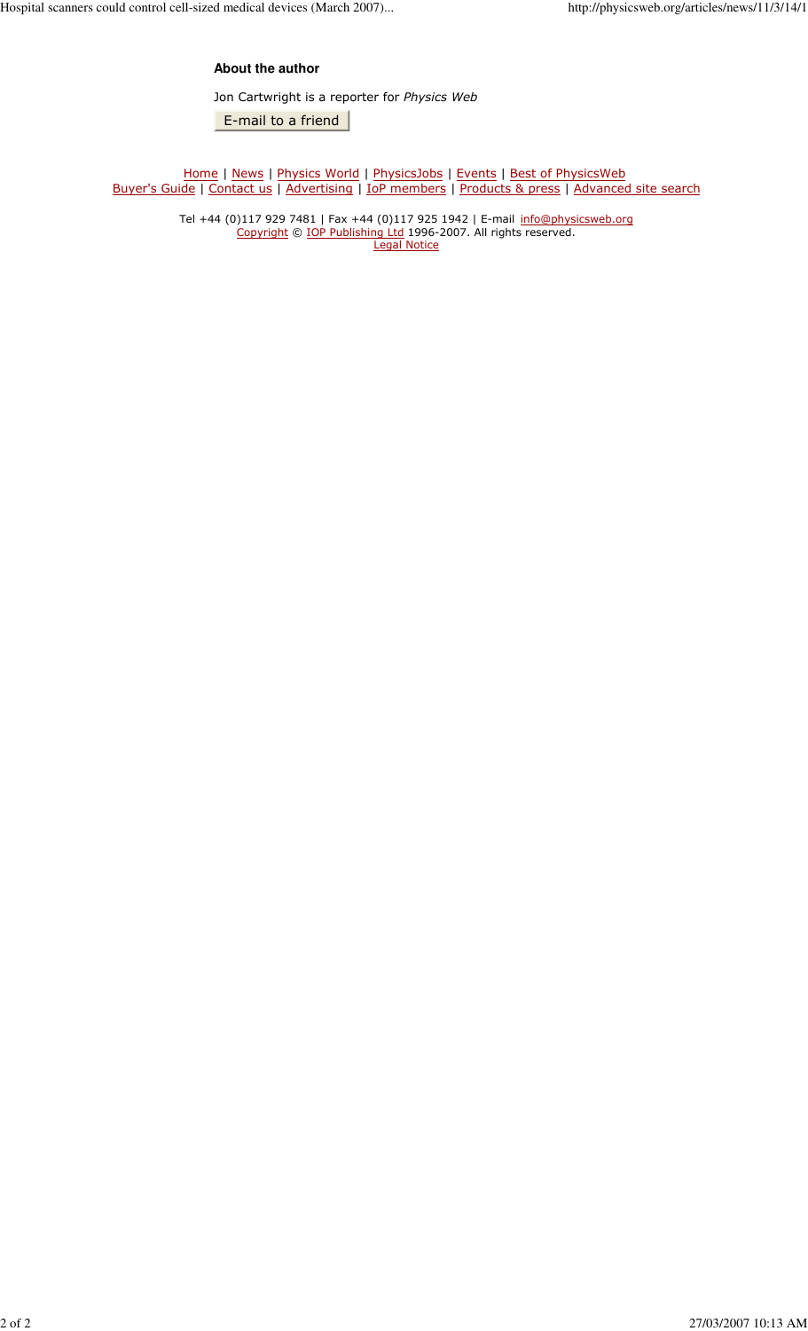**About the author**

Jon Cartwright is a reporter for *Physics Web*

E-mail to a friend

Home | News | Physics World | PhysicsJobs | Events | Best of PhysicsWeb
Buyer's Guide | Contact us | Advertising | IoP members | Products & press | Advanced site search

Tel +44 (0)117 929 7481 | Fax +44 (0)117 925 1942 | E-mail info@physicsweb.org
Copyright © IOP Publishing Ltd 1996-2007. All rights reserved.
Legal Notice